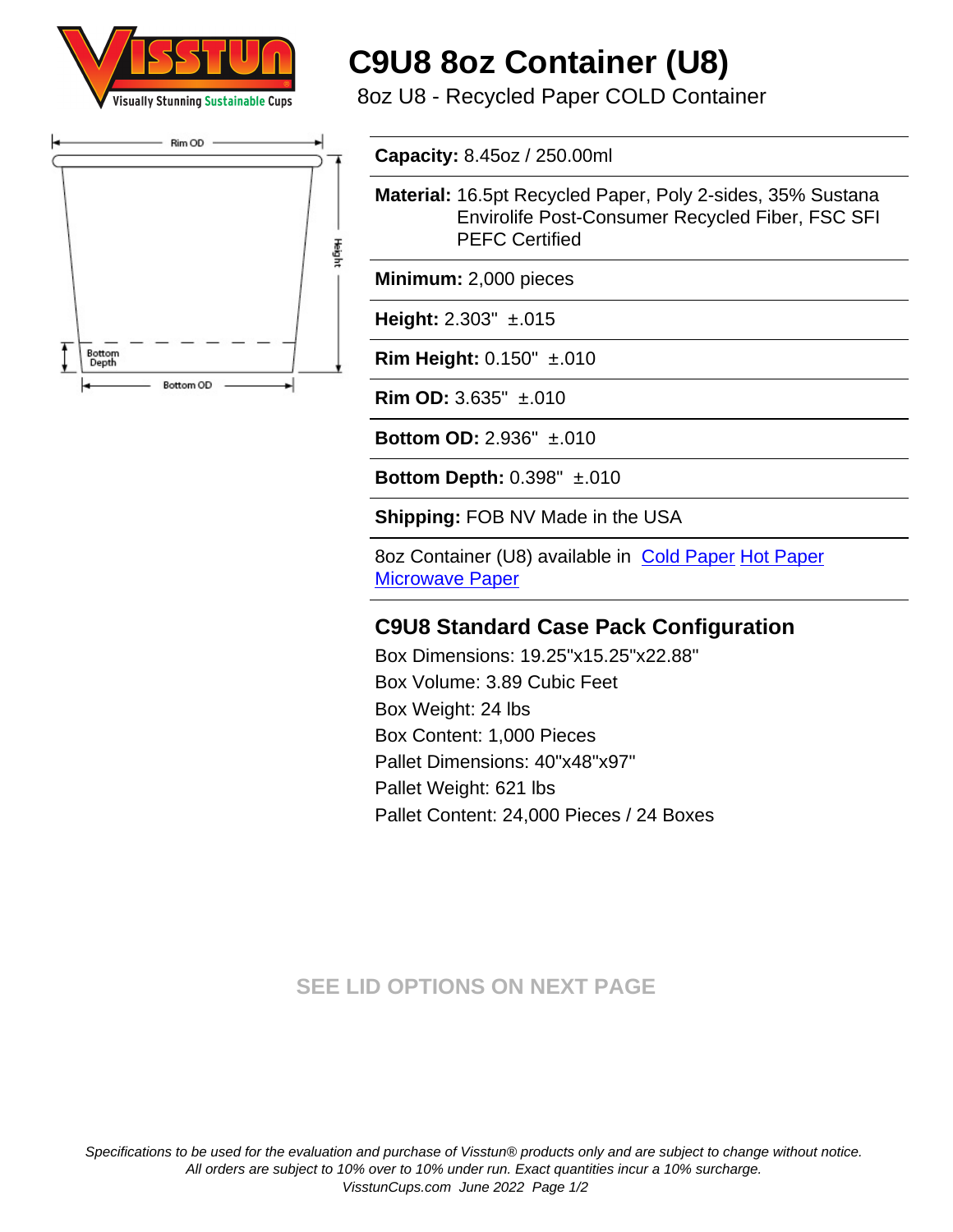# C9U8 8oz Container (U8)

8oz U8 - Recycled Paper COLD Container

**Capacity:** 8.45oz / 250.00ml

**Material:** 16.5pt Recycled Paper, Poly 2-sides, 35% Sustana Envirolife Post-Consumer Recycled Fiber, FSC SFI PEFC Certified

**Minimum:** 2,000 pieces

**Height:** 2.303" ±.015

**Rim Height:** 0.150" ±.010

**Rim OD:** 3.635" ±.010

**Bottom OD:** 2.936" ±.010

**Bottom Depth:** 0.398" ±.010

**Shipping:** FOB NV Made in the USA

8oz Container (U8) available in Cold Paper Hot Paper Microwave Paper

## C9U8 Standard Case Pack Configuration

Box Dimensions: 19.25"x15.25"x22.88"
Box Volume: 3.89 Cubic Feet
Box Weight: 24 lbs
Box Content: 1,000 Pieces
Pallet Dimensions: 40"x48"x97"
Pallet Weight: 621 lbs
Pallet Content: 24,000 Pieces / 24 Boxes

SEE LID OPTIONS ON NEXT PAGE

*Specifications to be used for the evaluation and purchase of Visstun® products only and are subject to change without notice.*
*All orders are subject to 10% over to 10% under run. Exact quantities incur a 10% surcharge.*
*VisstunCups.com June 2022*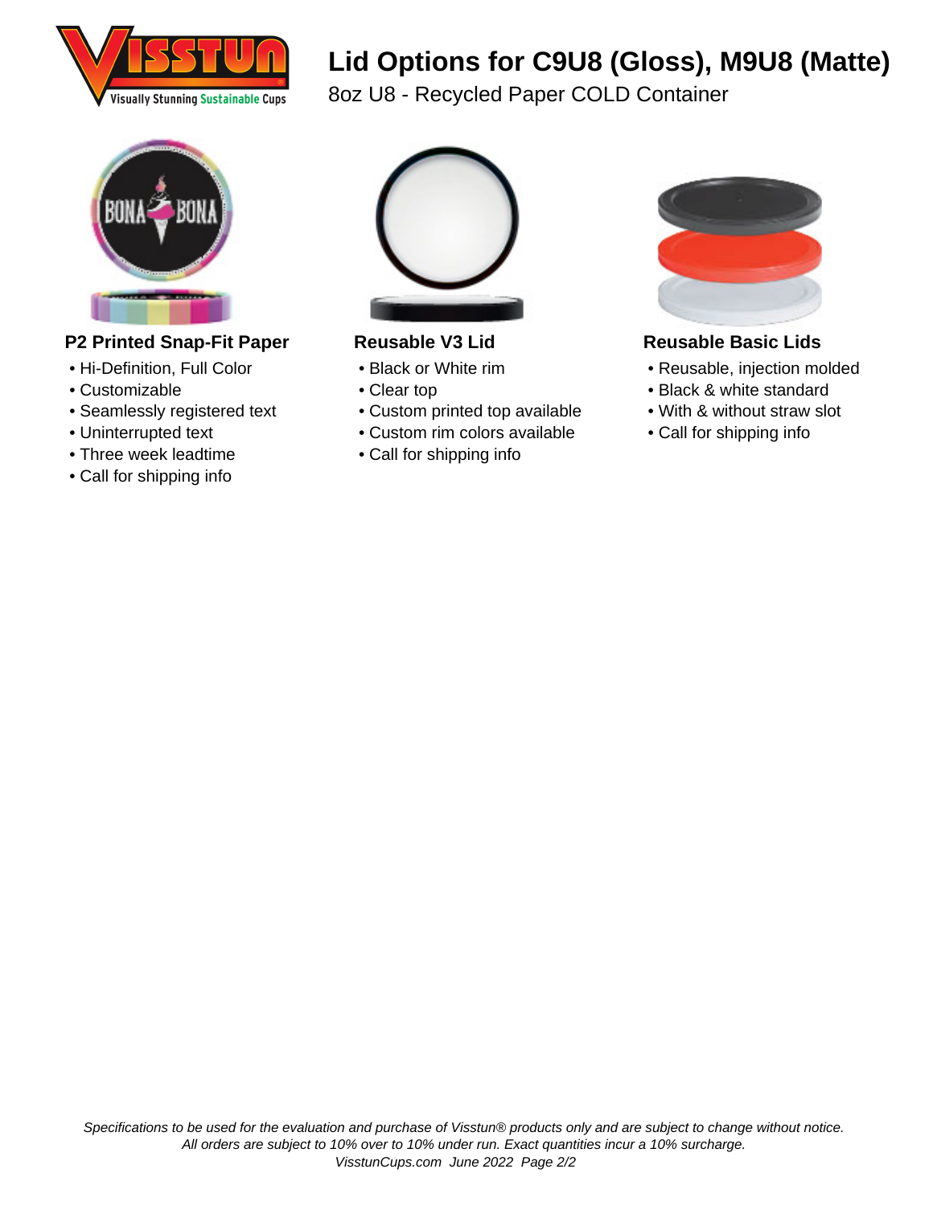# Lid Options for C9U8 (Gloss), M9U8 (Matte)

8oz U8 - Recycled Paper COLD Container

### P2 Printed Snap-Fit Paper

- Hi-Definition, Full Color
- Customizable
- Seamlessly registered text
- Uninterrupted text
- Three week leadtime
- Call for shipping info

### Reusable V3 Lid

- Black or White rim
- Clear top
- Custom printed top available
- Custom rim colors available
- Call for shipping info

### Reusable Basic Lids

- Reusable, injection molded
- Black & white standard
- With & without straw slot
- Call for shipping info

*Specifications to be used for the evaluation and purchase of Visstun® products only and are subject to change without notice.*
*All orders are subject to 10% over to 10% under run. Exact quantities incur a 10% surcharge.*
*VisstunCups.com June 2022*